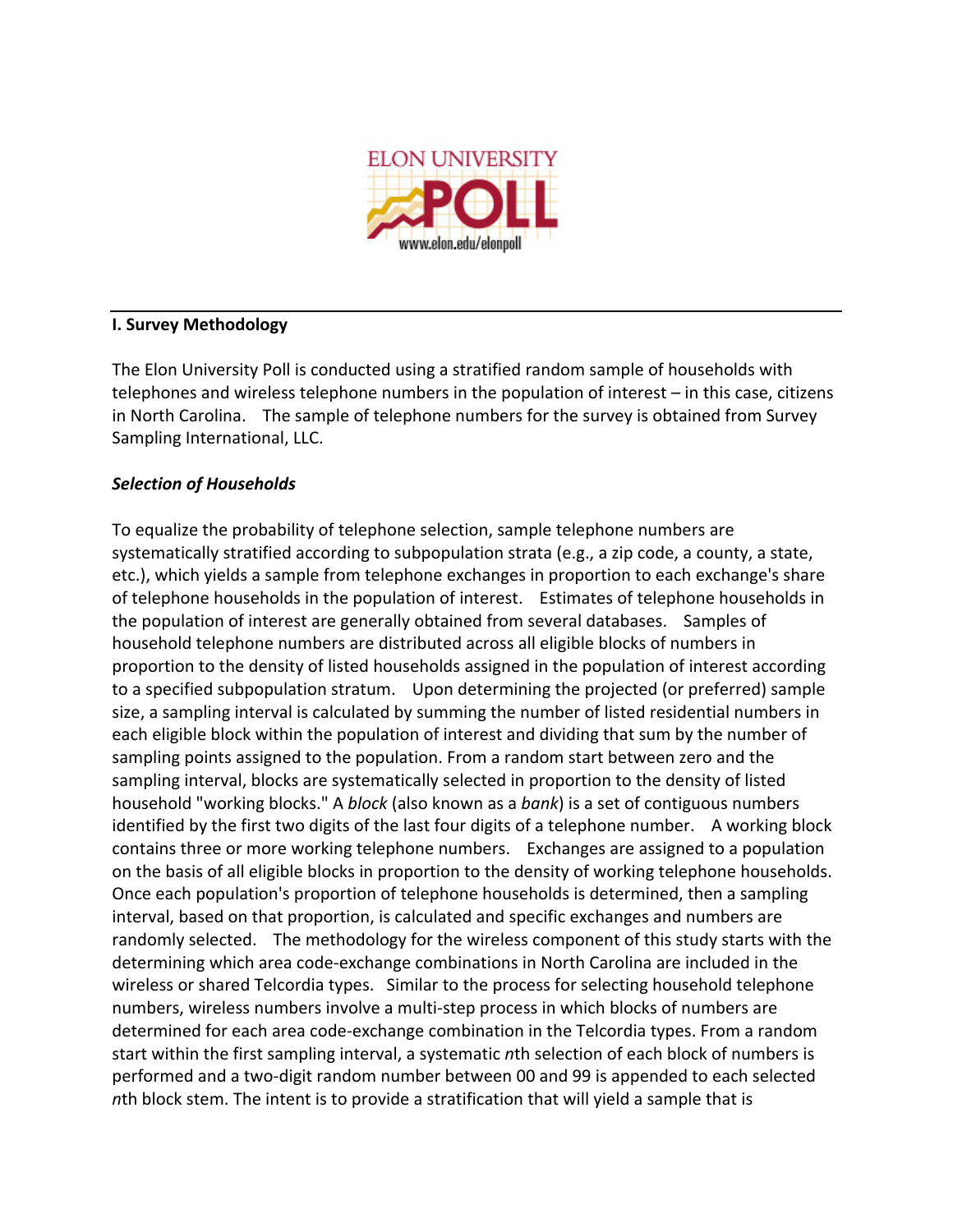## I. Survey Methodology

The Elon University Poll is conducted using a stratified random sample of households with telephones and wireless telephone numbers in the population of interest – in this case, citizens in North Carolina. The sample of telephone numbers for the survey is obtained from Survey Sampling International, LLC.

### *Selection of Households*

To equalize the probability of telephone selection, sample telephone numbers are systematically stratified according to subpopulation strata (e.g., a zip code, a county, a state, etc.), which yields a sample from telephone exchanges in proportion to each exchange's share of telephone households in the population of interest. Estimates of telephone households in the population of interest are generally obtained from several databases. Samples of household telephone numbers are distributed across all eligible blocks of numbers in proportion to the density of listed households assigned in the population of interest according to a specified subpopulation stratum. Upon determining the projected (or preferred) sample size, a sampling interval is calculated by summing the number of listed residential numbers in each eligible block within the population of interest and dividing that sum by the number of sampling points assigned to the population. From a random start between zero and the sampling interval, blocks are systematically selected in proportion to the density of listed household "working blocks." A *block* (also known as a *bank*) is a set of contiguous numbers identified by the first two digits of the last four digits of a telephone number. A working block contains three or more working telephone numbers. Exchanges are assigned to a population on the basis of all eligible blocks in proportion to the density of working telephone households. Once each population's proportion of telephone households is determined, then a sampling interval, based on that proportion, is calculated and specific exchanges and numbers are randomly selected. The methodology for the wireless component of this study starts with the determining which area code-exchange combinations in North Carolina are included in the wireless or shared Telcordia types. Similar to the process for selecting household telephone numbers, wireless numbers involve a multi-step process in which blocks of numbers are determined for each area code-exchange combination in the Telcordia types. From a random start within the first sampling interval, a systematic *n*th selection of each block of numbers is performed and a two-digit random number between 00 and 99 is appended to each selected *n*th block stem. The intent is to provide a stratification that will yield a sample that is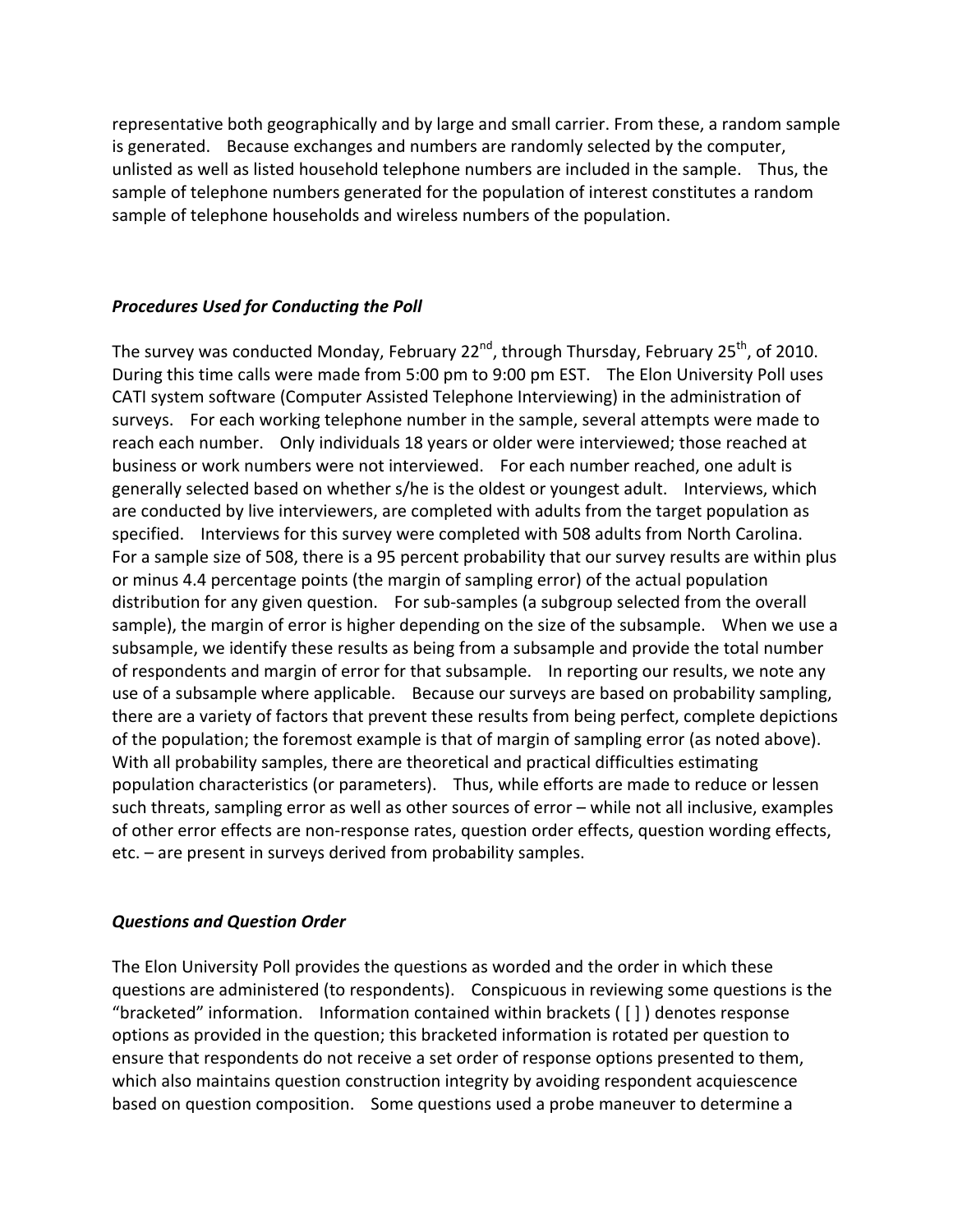representative both geographically and by large and small carrier. From these, a random sample is generated. Because exchanges and numbers are randomly selected by the computer, unlisted as well as listed household telephone numbers are included in the sample. Thus, the sample of telephone numbers generated for the population of interest constitutes a random sample of telephone households and wireless numbers of the population.

### *Procedures Used for Conducting the Poll*

The survey was conducted Monday, February 22nd, through Thursday, February 25th, of 2010. During this time calls were made from 5:00 pm to 9:00 pm EST. The Elon University Poll uses CATI system software (Computer Assisted Telephone Interviewing) in the administration of surveys. For each working telephone number in the sample, several attempts were made to reach each number. Only individuals 18 years or older were interviewed; those reached at business or work numbers were not interviewed. For each number reached, one adult is generally selected based on whether s/he is the oldest or youngest adult. Interviews, which are conducted by live interviewers, are completed with adults from the target population as specified. Interviews for this survey were completed with 508 adults from North Carolina. For a sample size of 508, there is a 95 percent probability that our survey results are within plus or minus 4.4 percentage points (the margin of sampling error) of the actual population distribution for any given question. For sub-samples (a subgroup selected from the overall sample), the margin of error is higher depending on the size of the subsample. When we use a subsample, we identify these results as being from a subsample and provide the total number of respondents and margin of error for that subsample. In reporting our results, we note any use of a subsample where applicable. Because our surveys are based on probability sampling, there are a variety of factors that prevent these results from being perfect, complete depictions of the population; the foremost example is that of margin of sampling error (as noted above). With all probability samples, there are theoretical and practical difficulties estimating population characteristics (or parameters). Thus, while efforts are made to reduce or lessen such threats, sampling error as well as other sources of error – while not all inclusive, examples of other error effects are non-response rates, question order effects, question wording effects, etc. – are present in surveys derived from probability samples.

### *Questions and Question Order*

The Elon University Poll provides the questions as worded and the order in which these questions are administered (to respondents). Conspicuous in reviewing some questions is the "bracketed" information. Information contained within brackets ( [ ] ) denotes response options as provided in the question; this bracketed information is rotated per question to ensure that respondents do not receive a set order of response options presented to them, which also maintains question construction integrity by avoiding respondent acquiescence based on question composition. Some questions used a probe maneuver to determine a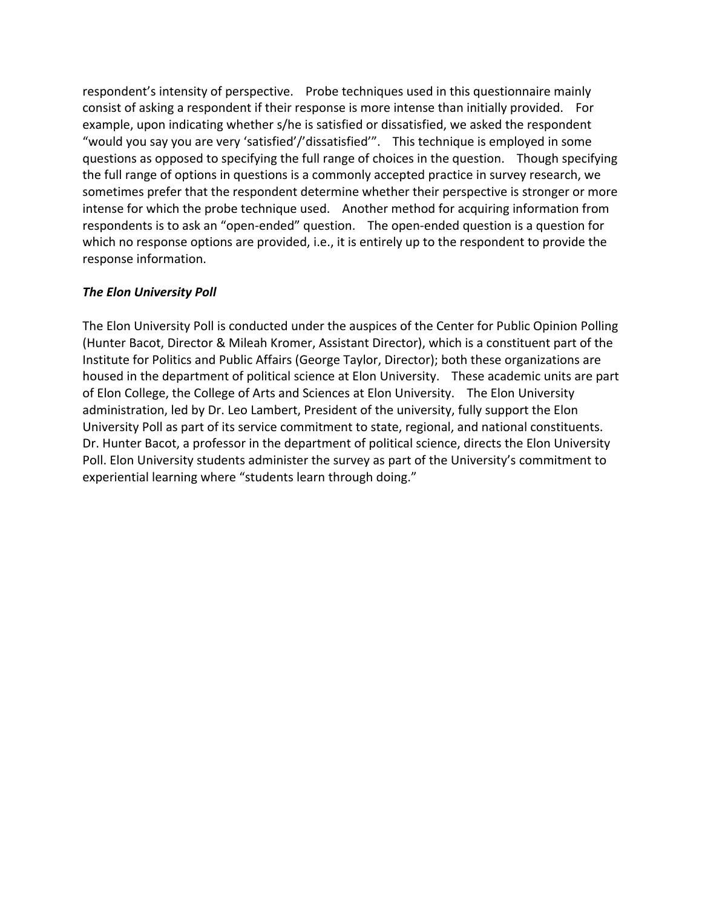respondent's intensity of perspective. Probe techniques used in this questionnaire mainly consist of asking a respondent if their response is more intense than initially provided. For example, upon indicating whether s/he is satisfied or dissatisfied, we asked the respondent "would you say you are very 'satisfied'/'dissatisfied'". This technique is employed in some questions as opposed to specifying the full range of choices in the question. Though specifying the full range of options in questions is a commonly accepted practice in survey research, we sometimes prefer that the respondent determine whether their perspective is stronger or more intense for which the probe technique used. Another method for acquiring information from respondents is to ask an "open-ended" question. The open-ended question is a question for which no response options are provided, i.e., it is entirely up to the respondent to provide the response information.

***The Elon University Poll***

The Elon University Poll is conducted under the auspices of the Center for Public Opinion Polling (Hunter Bacot, Director & Mileah Kromer, Assistant Director), which is a constituent part of the Institute for Politics and Public Affairs (George Taylor, Director); both these organizations are housed in the department of political science at Elon University. These academic units are part of Elon College, the College of Arts and Sciences at Elon University. The Elon University administration, led by Dr. Leo Lambert, President of the university, fully support the Elon University Poll as part of its service commitment to state, regional, and national constituents. Dr. Hunter Bacot, a professor in the department of political science, directs the Elon University Poll. Elon University students administer the survey as part of the University's commitment to experiential learning where "students learn through doing."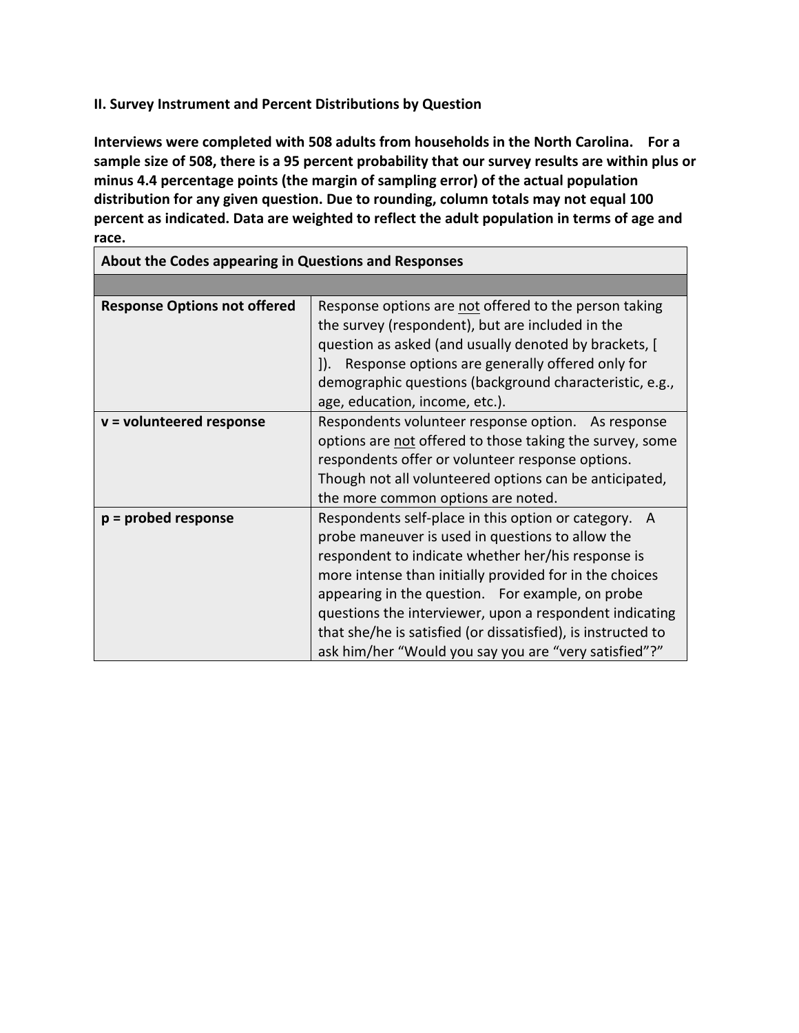**II. Survey Instrument and Percent Distributions by Question**

**Interviews were completed with 508 adults from households in the North Carolina. For a sample size of 508, there is a 95 percent probability that our survey results are within plus or minus 4.4 percentage points (the margin of sampling error) of the actual population distribution for any given question. Due to rounding, column totals may not equal 100 percent as indicated. Data are weighted to reflect the adult population in terms of age and race.**

| **About the Codes appearing in Questions and Responses** | |
|---|---|
| | |
| **Response Options not offered** | Response options are <u>not</u> offered to the person taking the survey (respondent), but are included in the question as asked (and usually denoted by brackets, [ ]). Response options are generally offered only for demographic questions (background characteristic, e.g., age, education, income, etc.). |
| **v = volunteered response** | Respondents volunteer response option. As response options are <u>not</u> offered to those taking the survey, some respondents offer or volunteer response options. Though not all volunteered options can be anticipated, the more common options are noted. |
| **p = probed response** | Respondents self-place in this option or category. A probe maneuver is used in questions to allow the respondent to indicate whether her/his response is more intense than initially provided for in the choices appearing in the question. For example, on probe questions the interviewer, upon a respondent indicating that she/he is satisfied (or dissatisfied), is instructed to ask him/her "Would you say you are "very satisfied"?" |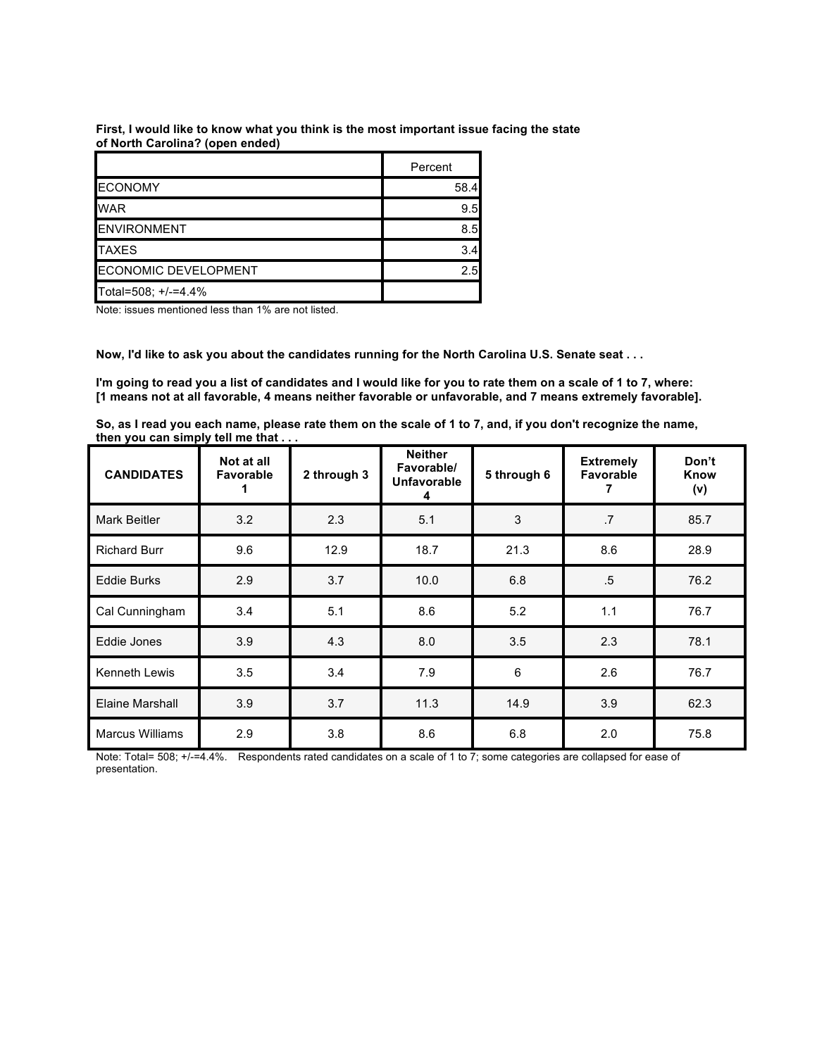**First, I would like to know what you think is the most important issue facing the state of North Carolina? (open ended)**

| | Percent |
|---|---|
| ECONOMY | 58.4 |
| WAR | 9.5 |
| ENVIRONMENT | 8.5 |
| TAXES | 3.4 |
| ECONOMIC DEVELOPMENT | 2.5 |
| Total=508; +/-=4.4% | |

Note: issues mentioned less than 1% are not listed.

**Now, I'd like to ask you about the candidates running for the North Carolina U.S. Senate seat . . .**

**I'm going to read you a list of candidates and I would like for you to rate them on a scale of 1 to 7, where: [1 means not at all favorable, 4 means neither favorable or unfavorable, and 7 means extremely favorable].**

**So, as I read you each name, please rate them on the scale of 1 to 7, and, if you don't recognize the name, then you can simply tell me that . . .**

| CANDIDATES | Not at all Favorable 1 | 2 through 3 | Neither Favorable/ Unfavorable 4 | 5 through 6 | Extremely Favorable 7 | Don't Know (v) |
|---|---|---|---|---|---|---|
| Mark Beitler | 3.2 | 2.3 | 5.1 | 3 | .7 | 85.7 |
| Richard Burr | 9.6 | 12.9 | 18.7 | 21.3 | 8.6 | 28.9 |
| Eddie Burks | 2.9 | 3.7 | 10.0 | 6.8 | .5 | 76.2 |
| Cal Cunningham | 3.4 | 5.1 | 8.6 | 5.2 | 1.1 | 76.7 |
| Eddie Jones | 3.9 | 4.3 | 8.0 | 3.5 | 2.3 | 78.1 |
| Kenneth Lewis | 3.5 | 3.4 | 7.9 | 6 | 2.6 | 76.7 |
| Elaine Marshall | 3.9 | 3.7 | 11.3 | 14.9 | 3.9 | 62.3 |
| Marcus Williams | 2.9 | 3.8 | 8.6 | 6.8 | 2.0 | 75.8 |

Note: Total= 508; +/-=4.4%. Respondents rated candidates on a scale of 1 to 7; some categories are collapsed for ease of presentation.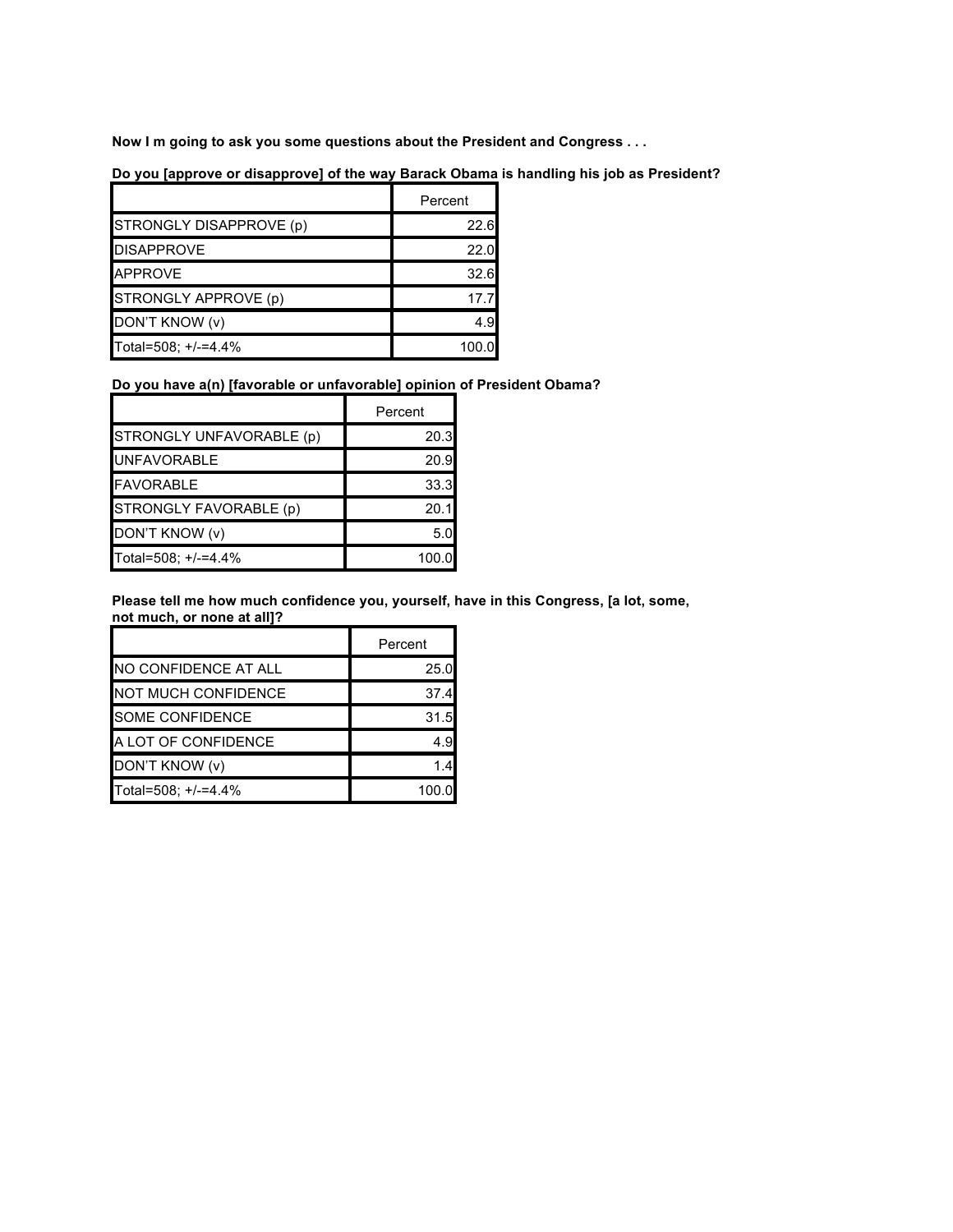**Now I m going to ask you some questions about the President and Congress . . .**

**Do you [approve or disapprove] of the way Barack Obama is handling his job as President?**

| | Percent |
|---|---|
| STRONGLY DISAPPROVE (p) | 22.6 |
| DISAPPROVE | 22.0 |
| APPROVE | 32.6 |
| STRONGLY APPROVE (p) | 17.7 |
| DON'T KNOW (v) | 4.9 |
| Total=508; +/-=4.4% | 100.0 |

**Do you have a(n) [favorable or unfavorable] opinion of President Obama?**

| | Percent |
|---|---|
| STRONGLY UNFAVORABLE (p) | 20.3 |
| UNFAVORABLE | 20.9 |
| FAVORABLE | 33.3 |
| STRONGLY FAVORABLE (p) | 20.1 |
| DON'T KNOW (v) | 5.0 |
| Total=508; +/-=4.4% | 100.0 |

**Please tell me how much confidence you, yourself, have in this Congress, [a lot, some, not much, or none at all]?**

| | Percent |
|---|---|
| NO CONFIDENCE AT ALL | 25.0 |
| NOT MUCH CONFIDENCE | 37.4 |
| SOME CONFIDENCE | 31.5 |
| A LOT OF CONFIDENCE | 4.9 |
| DON'T KNOW (v) | 1.4 |
| Total=508; +/-=4.4% | 100.0 |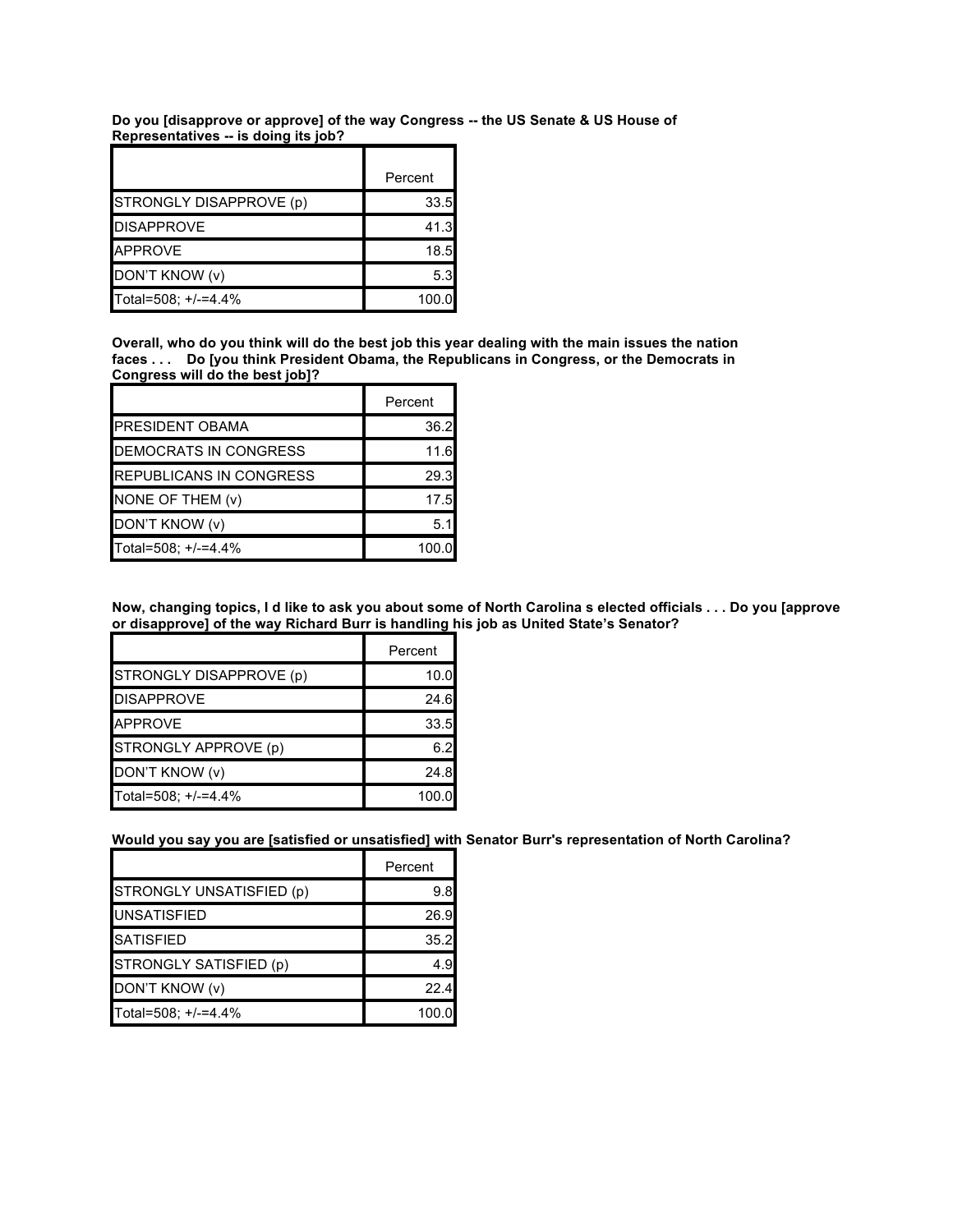**Do you [disapprove or approve] of the way Congress -- the US Senate & US House of Representatives -- is doing its job?**

| | Percent |
|---|---|
| STRONGLY DISAPPROVE (p) | 33.5 |
| DISAPPROVE | 41.3 |
| APPROVE | 18.5 |
| DON'T KNOW (v) | 5.3 |
| Total=508; +/-=4.4% | 100.0 |

**Overall, who do you think will do the best job this year dealing with the main issues the nation faces . . . Do [you think President Obama, the Republicans in Congress, or the Democrats in Congress will do the best job]?**

| | Percent |
|---|---|
| PRESIDENT OBAMA | 36.2 |
| DEMOCRATS IN CONGRESS | 11.6 |
| REPUBLICANS IN CONGRESS | 29.3 |
| NONE OF THEM (v) | 17.5 |
| DON'T KNOW (v) | 5.1 |
| Total=508; +/-=4.4% | 100.0 |

**Now, changing topics, I d like to ask you about some of North Carolina s elected officials . . . Do you [approve or disapprove] of the way Richard Burr is handling his job as United State's Senator?**

| | Percent |
|---|---|
| STRONGLY DISAPPROVE (p) | 10.0 |
| DISAPPROVE | 24.6 |
| APPROVE | 33.5 |
| STRONGLY APPROVE (p) | 6.2 |
| DON'T KNOW (v) | 24.8 |
| Total=508; +/-=4.4% | 100.0 |

**Would you say you are [satisfied or unsatisfied] with Senator Burr's representation of North Carolina?**

| | Percent |
|---|---|
| STRONGLY UNSATISFIED (p) | 9.8 |
| UNSATISFIED | 26.9 |
| SATISFIED | 35.2 |
| STRONGLY SATISFIED (p) | 4.9 |
| DON'T KNOW (v) | 22.4 |
| Total=508; +/-=4.4% | 100.0 |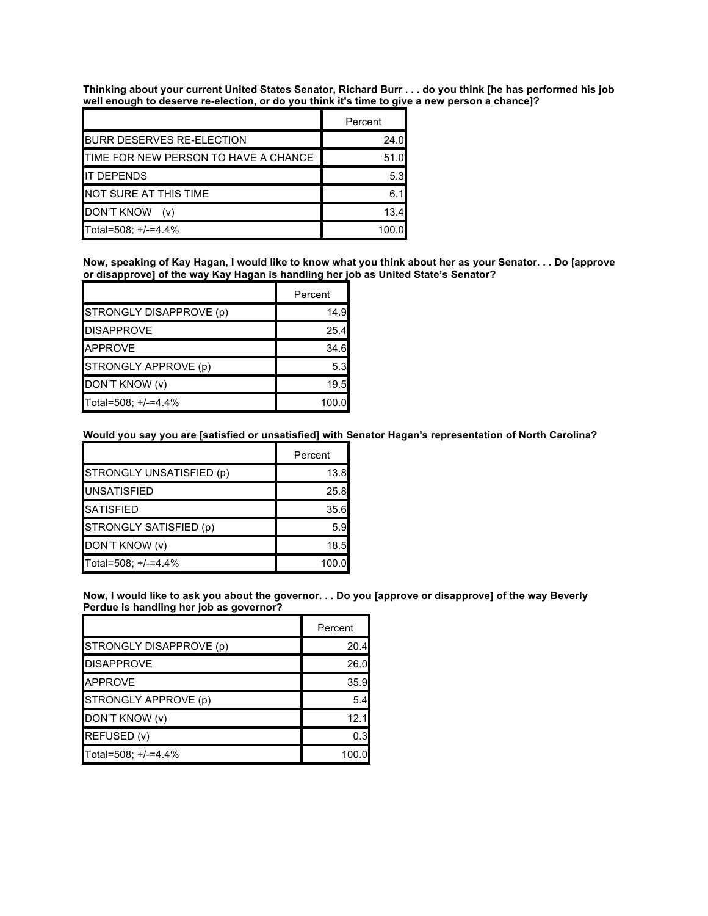**Thinking about your current United States Senator, Richard Burr . . . do you think [he has performed his job well enough to deserve re-election, or do you think it's time to give a new person a chance]?**

| | Percent |
|---|---|
| BURR DESERVES RE-ELECTION | 24.0 |
| TIME FOR NEW PERSON TO HAVE A CHANCE | 51.0 |
| IT DEPENDS | 5.3 |
| NOT SURE AT THIS TIME | 6.1 |
| DON'T KNOW (v) | 13.4 |
| Total=508; +/-=4.4% | 100.0 |

**Now, speaking of Kay Hagan, I would like to know what you think about her as your Senator. . . Do [approve or disapprove] of the way Kay Hagan is handling her job as United State's Senator?**

| | Percent |
|---|---|
| STRONGLY DISAPPROVE (p) | 14.9 |
| DISAPPROVE | 25.4 |
| APPROVE | 34.6 |
| STRONGLY APPROVE (p) | 5.3 |
| DON'T KNOW (v) | 19.5 |
| Total=508; +/-=4.4% | 100.0 |

**Would you say you are [satisfied or unsatisfied] with Senator Hagan's representation of North Carolina?**

| | Percent |
|---|---|
| STRONGLY UNSATISFIED (p) | 13.8 |
| UNSATISFIED | 25.8 |
| SATISFIED | 35.6 |
| STRONGLY SATISFIED (p) | 5.9 |
| DON'T KNOW (v) | 18.5 |
| Total=508; +/-=4.4% | 100.0 |

**Now, I would like to ask you about the governor. . . Do you [approve or disapprove] of the way Beverly Perdue is handling her job as governor?**

| | Percent |
|---|---|
| STRONGLY DISAPPROVE (p) | 20.4 |
| DISAPPROVE | 26.0 |
| APPROVE | 35.9 |
| STRONGLY APPROVE (p) | 5.4 |
| DON'T KNOW (v) | 12.1 |
| REFUSED (v) | 0.3 |
| Total=508; +/-=4.4% | 100.0 |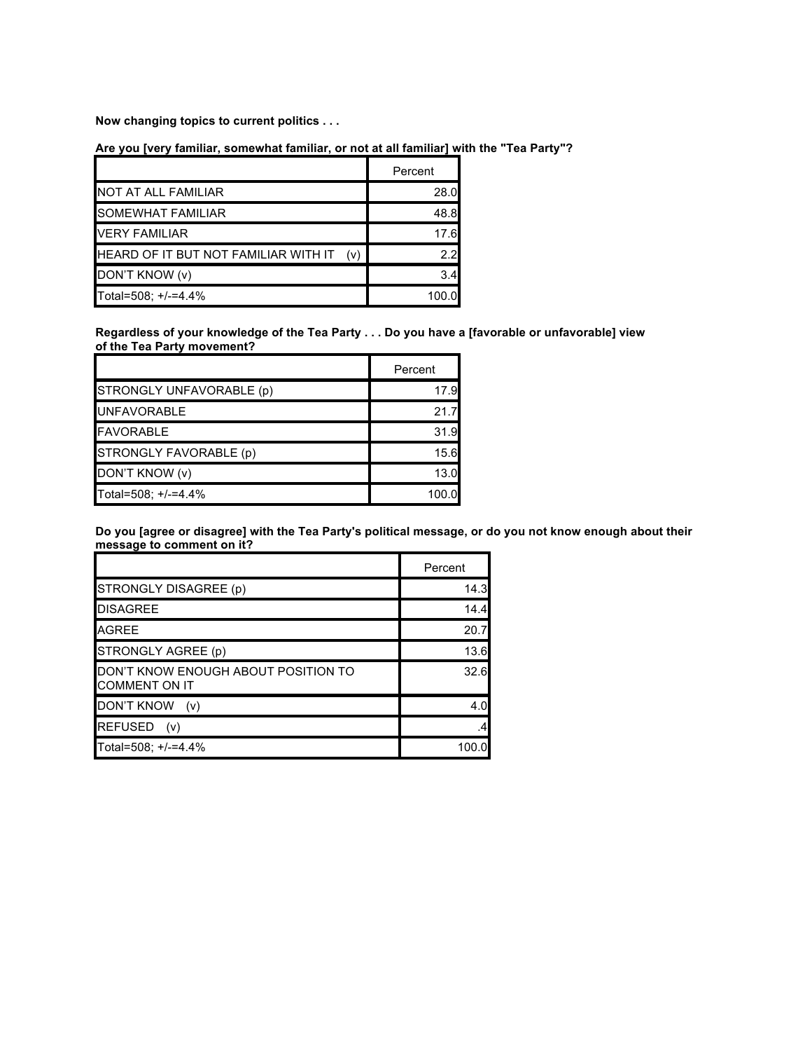**Now changing topics to current politics . . .**

**Are you [very familiar, somewhat familiar, or not at all familiar] with the "Tea Party"?**

| | Percent |
|---|---|
| NOT AT ALL FAMILIAR | 28.0 |
| SOMEWHAT FAMILIAR | 48.8 |
| VERY FAMILIAR | 17.6 |
| HEARD OF IT BUT NOT FAMILIAR WITH IT (v) | 2.2 |
| DON'T KNOW (v) | 3.4 |
| Total=508; +/-=4.4% | 100.0 |

**Regardless of your knowledge of the Tea Party . . . Do you have a [favorable or unfavorable] view of the Tea Party movement?**

| | Percent |
|---|---|
| STRONGLY UNFAVORABLE (p) | 17.9 |
| UNFAVORABLE | 21.7 |
| FAVORABLE | 31.9 |
| STRONGLY FAVORABLE (p) | 15.6 |
| DON'T KNOW (v) | 13.0 |
| Total=508; +/-=4.4% | 100.0 |

**Do you [agree or disagree] with the Tea Party's political message, or do you not know enough about their message to comment on it?**

| | Percent |
|---|---|
| STRONGLY DISAGREE (p) | 14.3 |
| DISAGREE | 14.4 |
| AGREE | 20.7 |
| STRONGLY AGREE (p) | 13.6 |
| DON'T KNOW ENOUGH ABOUT POSITION TO COMMENT ON IT | 32.6 |
| DON'T KNOW (v) | 4.0 |
| REFUSED (v) | .4 |
| Total=508; +/-=4.4% | 100.0 |